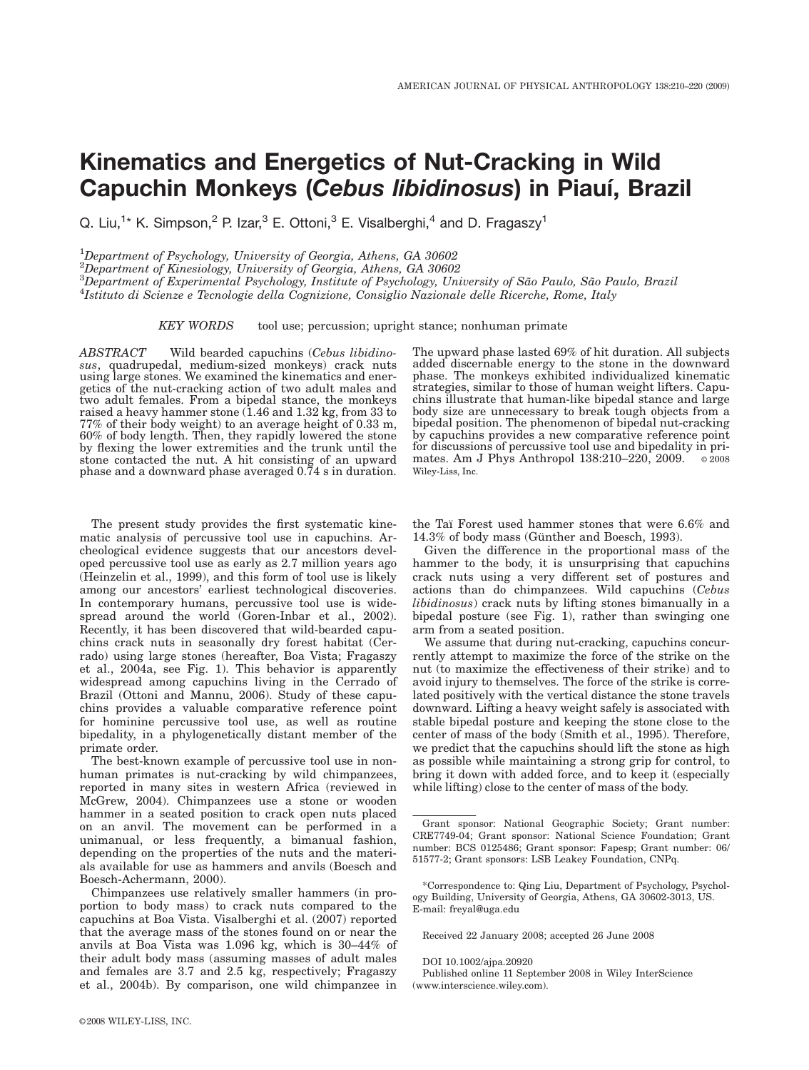# Kinematics and Energetics of Nut-Cracking in Wild Capuchin Monkeys (*Cebus libidinosus*) in Piauí, Brazil

Q. Liu,[1]* K. Simpson,[2] P. Izar,[3] E. Ottoni,[3] E. Visalberghi,[4] and D. Fragaszy[1]

[1]*Department of Psychology, University of Georgia, Athens, GA 30602*
[2]*Department of Kinesiology, University of Georgia, Athens, GA 30602*
[3]*Department of Experimental Psychology, Institute of Psychology, University of São Paulo, São Paulo, Brazil*
[4]*Istituto di Scienze e Tecnologie della Cognizione, Consiglio Nazionale delle Ricerche, Rome, Italy*

*KEY WORDS* tool use; percussion; upright stance; nonhuman primate

*ABSTRACT* Wild bearded capuchins (*Cebus libidinosus*, quadrupedal, medium-sized monkeys) crack nuts using large stones. We examined the kinematics and energetics of the nut-cracking action of two adult males and two adult females. From a bipedal stance, the monkeys raised a heavy hammer stone (1.46 and 1.32 kg, from 33 to 77% of their body weight) to an average height of 0.33 m, 60% of body length. Then, they rapidly lowered the stone by flexing the lower extremities and the trunk until the stone contacted the nut. A hit consisting of an upward phase and a downward phase averaged 0.74 s in duration. The upward phase lasted 69% of hit duration. All subjects added discernable energy to the stone in the downward phase. The monkeys exhibited individualized kinematic strategies, similar to those of human weight lifters. Capuchins illustrate that human-like bipedal stance and large body size are unnecessary to break tough objects from a bipedal position. The phenomenon of bipedal nut-cracking by capuchins provides a new comparative reference point for discussions of percussive tool use and bipedality in primates. Am J Phys Anthropol 138:210–220, 2009. © 2008 Wiley-Liss, Inc.

The present study provides the first systematic kinematic analysis of percussive tool use in capuchins. Archeological evidence suggests that our ancestors developed percussive tool use as early as 2.7 million years ago (Heinzelin et al., 1999), and this form of tool use is likely among our ancestors' earliest technological discoveries. In contemporary humans, percussive tool use is widespread around the world (Goren-Inbar et al., 2002). Recently, it has been discovered that wild-bearded capuchins crack nuts in seasonally dry forest habitat (Cerrado) using large stones (hereafter, Boa Vista; Fragaszy et al., 2004a, see Fig. 1). This behavior is apparently widespread among capuchins living in the Cerrado of Brazil (Ottoni and Mannu, 2006). Study of these capuchins provides a valuable comparative reference point for hominine percussive tool use, as well as routine bipedality, in a phylogenetically distant member of the primate order.

The best-known example of percussive tool use in nonhuman primates is nut-cracking by wild chimpanzees, reported in many sites in western Africa (reviewed in McGrew, 2004). Chimpanzees use a stone or wooden hammer in a seated position to crack open nuts placed on an anvil. The movement can be performed in a unimanual, or less frequently, a bimanual fashion, depending on the properties of the nuts and the materials available for use as hammers and anvils (Boesch and Boesch-Achermann, 2000).

Chimpanzees use relatively smaller hammers (in proportion to body mass) to crack nuts compared to the capuchins at Boa Vista. Visalberghi et al. (2007) reported that the average mass of the stones found on or near the anvils at Boa Vista was 1.096 kg, which is 30–44% of their adult body mass (assuming masses of adult males and females are 3.7 and 2.5 kg, respectively; Fragaszy et al., 2004b). By comparison, one wild chimpanzee in the Taï Forest used hammer stones that were 6.6% and 14.3% of body mass (Günther and Boesch, 1993).

Given the difference in the proportional mass of the hammer to the body, it is unsurprising that capuchins crack nuts using a very different set of postures and actions than do chimpanzees. Wild capuchins (*Cebus libidinosus*) crack nuts by lifting stones bimanually in a bipedal posture (see Fig. 1), rather than swinging one arm from a seated position.

We assume that during nut-cracking, capuchins concurrently attempt to maximize the force of the strike on the nut (to maximize the effectiveness of their strike) and to avoid injury to themselves. The force of the strike is correlated positively with the vertical distance the stone travels downward. Lifting a heavy weight safely is associated with stable bipedal posture and keeping the stone close to the center of mass of the body (Smith et al., 1995). Therefore, we predict that the capuchins should lift the stone as high as possible while maintaining a strong grip for control, to bring it down with added force, and to keep it (especially while lifting) close to the center of mass of the body.

---

Grant sponsor: National Geographic Society; Grant number: CRE7749-04; Grant sponsor: National Science Foundation; Grant number: BCS 0125486; Grant sponsor: Fapesp; Grant number: 06/51577-2; Grant sponsors: LSB Leakey Foundation, CNPq.

*Correspondence to: Qing Liu, Department of Psychology, Psychology Building, University of Georgia, Athens, GA 30602-3013, US. E-mail: freyal@uga.edu

Received 22 January 2008; accepted 26 June 2008

DOI 10.1002/ajpa.20920
Published online 11 September 2008 in Wiley InterScience (www.interscience.wiley.com).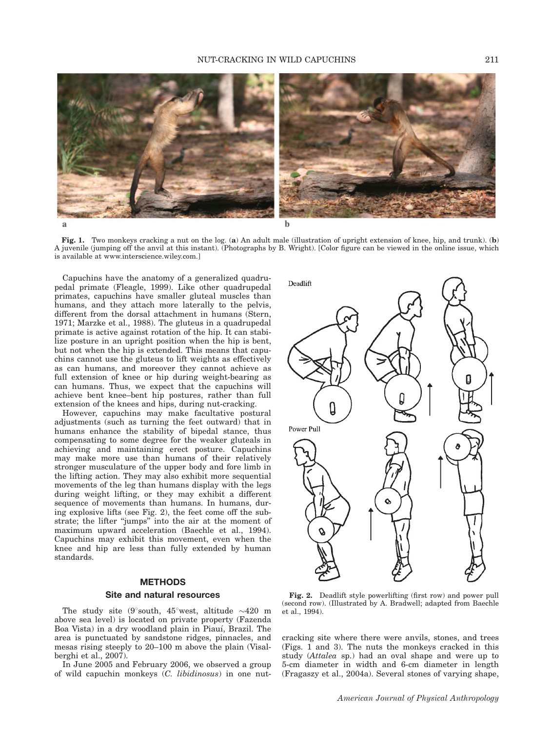**Fig. 1.** Two monkeys cracking a nut on the log. (**a**) An adult male (illustration of upright extension of knee, hip, and trunk). (**b**) A juvenile (jumping off the anvil at this instant). (Photographs by B. Wright). [Color figure can be viewed in the online issue, which is available at www.interscience.wiley.com.]

Capuchins have the anatomy of a generalized quadrupedal primate (Fleagle, 1999). Like other quadrupedal primates, capuchins have smaller gluteal muscles than humans, and they attach more laterally to the pelvis, different from the dorsal attachment in humans (Stern, 1971; Marzke et al., 1988). The gluteus in a quadrupedal primate is active against rotation of the hip. It can stabilize posture in an upright position when the hip is bent, but not when the hip is extended. This means that capuchins cannot use the gluteus to lift weights as effectively as can humans, and moreover they cannot achieve as full extension of knee or hip during weight-bearing as can humans. Thus, we expect that the capuchins will achieve bent knee–bent hip postures, rather than full extension of the knees and hips, during nut-cracking.

However, capuchins may make facultative postural adjustments (such as turning the feet outward) that in humans enhance the stability of bipedal stance, thus compensating to some degree for the weaker gluteals in achieving and maintaining erect posture. Capuchins may make more use than humans of their relatively stronger musculature of the upper body and fore limb in the lifting action. They may also exhibit more sequential movements of the leg than humans display with the legs during weight lifting, or they may exhibit a different sequence of movements than humans. In humans, during explosive lifts (see Fig. 2), the feet come off the substrate; the lifter "jumps" into the air at the moment of maximum upward acceleration (Baechle et al., 1994). Capuchins may exhibit this movement, even when the knee and hip are less than fully extended by human standards.

Deadlift

Power Pull

**Fig. 2.** Deadlift style powerlifting (first row) and power pull (second row). (Illustrated by A. Bradwell; adapted from Baechle et al., 1994).

## METHODS

### Site and natural resources

The study site (9°south, 45°west, altitude ~420 m above sea level) is located on private property (Fazenda Boa Vista) in a dry woodland plain in Piauí, Brazil. The area is punctuated by sandstone ridges, pinnacles, and mesas rising steeply to 20–100 m above the plain (Visalberghi et al., 2007).

In June 2005 and February 2006, we observed a group of wild capuchin monkeys (*C. libidinosus*) in one nut-cracking site where there were anvils, stones, and trees (Figs. 1 and 3). The nuts the monkeys cracked in this study (*Attalea* sp.) had an oval shape and were up to 5-cm diameter in width and 6-cm diameter in length (Fragaszy et al., 2004a). Several stones of varying shape,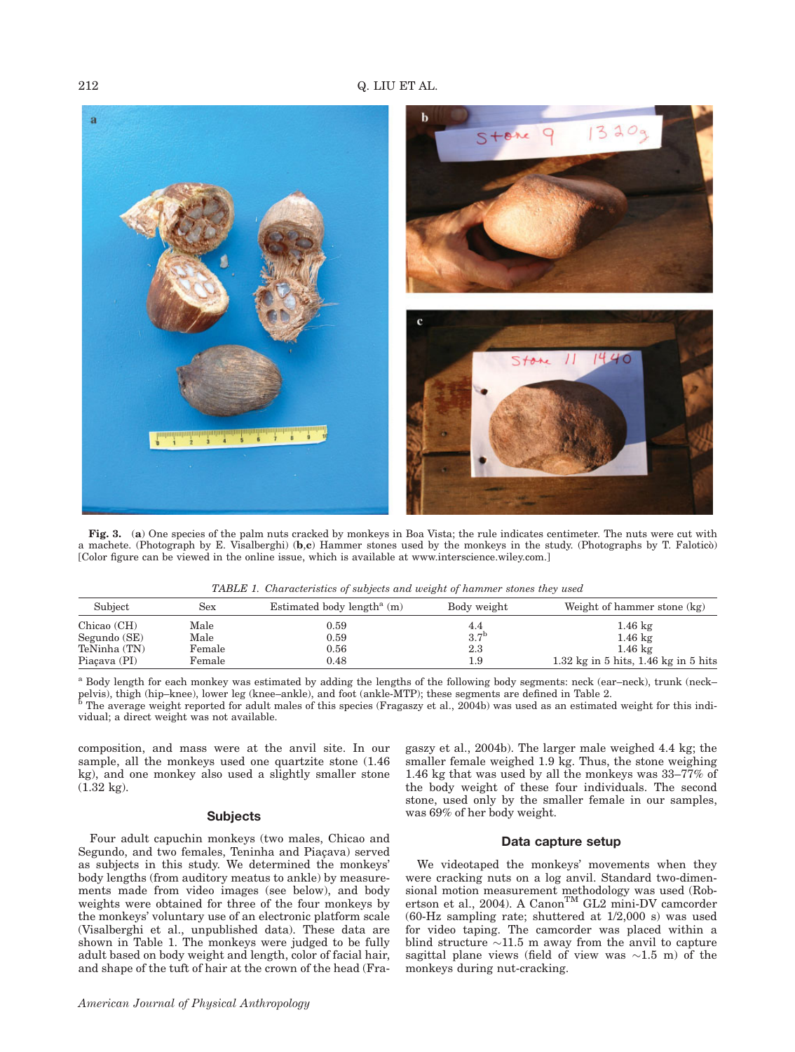**Fig. 3.** (**a**) One species of the palm nuts cracked by monkeys in Boa Vista; the rule indicates centimeter. The nuts were cut with a machete. (Photograph by E. Visalberghi) (**b**,**c**) Hammer stones used by the monkeys in the study. (Photographs by T. Faloticò) [Color figure can be viewed in the online issue, which is available at www.interscience.wiley.com.]

*TABLE 1. Characteristics of subjects and weight of hammer stones they used*

| Subject | Sex | Estimated body length[a] (m) | Body weight | Weight of hammer stone (kg) |
|---|---|---|---|---|
| Chicao (CH) | Male | 0.59 | 4.4 | 1.46 kg |
| Segundo (SE) | Male | 0.59 | 3.7[b] | 1.46 kg |
| TeNinha (TN) | Female | 0.56 | 2.3 | 1.46 kg |
| Piaçava (PI) | Female | 0.48 | 1.9 | 1.32 kg in 5 hits, 1.46 kg in 5 hits |

[a] Body length for each monkey was estimated by adding the lengths of the following body segments: neck (ear–neck), trunk (neck–pelvis), thigh (hip–knee), lower leg (knee–ankle), and foot (ankle-MTP); these segments are defined in Table 2.
[b] The average weight reported for adult males of this species (Fragaszy et al., 2004b) was used as an estimated weight for this individual; a direct weight was not available.

composition, and mass were at the anvil site. In our sample, all the monkeys used one quartzite stone (1.46 kg), and one monkey also used a slightly smaller stone (1.32 kg).

## Subjects

Four adult capuchin monkeys (two males, Chicao and Segundo, and two females, Teninha and Piaçava) served as subjects in this study. We determined the monkeys' body lengths (from auditory meatus to ankle) by measurements made from video images (see below), and body weights were obtained for three of the four monkeys by the monkeys' voluntary use of an electronic platform scale (Visalberghi et al., unpublished data). These data are shown in Table 1. The monkeys were judged to be fully adult based on body weight and length, color of facial hair, and shape of the tuft of hair at the crown of the head (Fragaszy et al., 2004b). The larger male weighed 4.4 kg; the smaller female weighed 1.9 kg. Thus, the stone weighing 1.46 kg that was used by all the monkeys was 33–77% of the body weight of these four individuals. The second stone, used only by the smaller female in our samples, was 69% of her body weight.

## Data capture setup

We videotaped the monkeys' movements when they were cracking nuts on a log anvil. Standard two-dimensional motion measurement methodology was used (Robertson et al., 2004). A Canon™ GL2 mini-DV camcorder (60-Hz sampling rate; shuttered at 1/2,000 s) was used for video taping. The camcorder was placed within a blind structure ~11.5 m away from the anvil to capture sagittal plane views (field of view was ~1.5 m) of the monkeys during nut-cracking.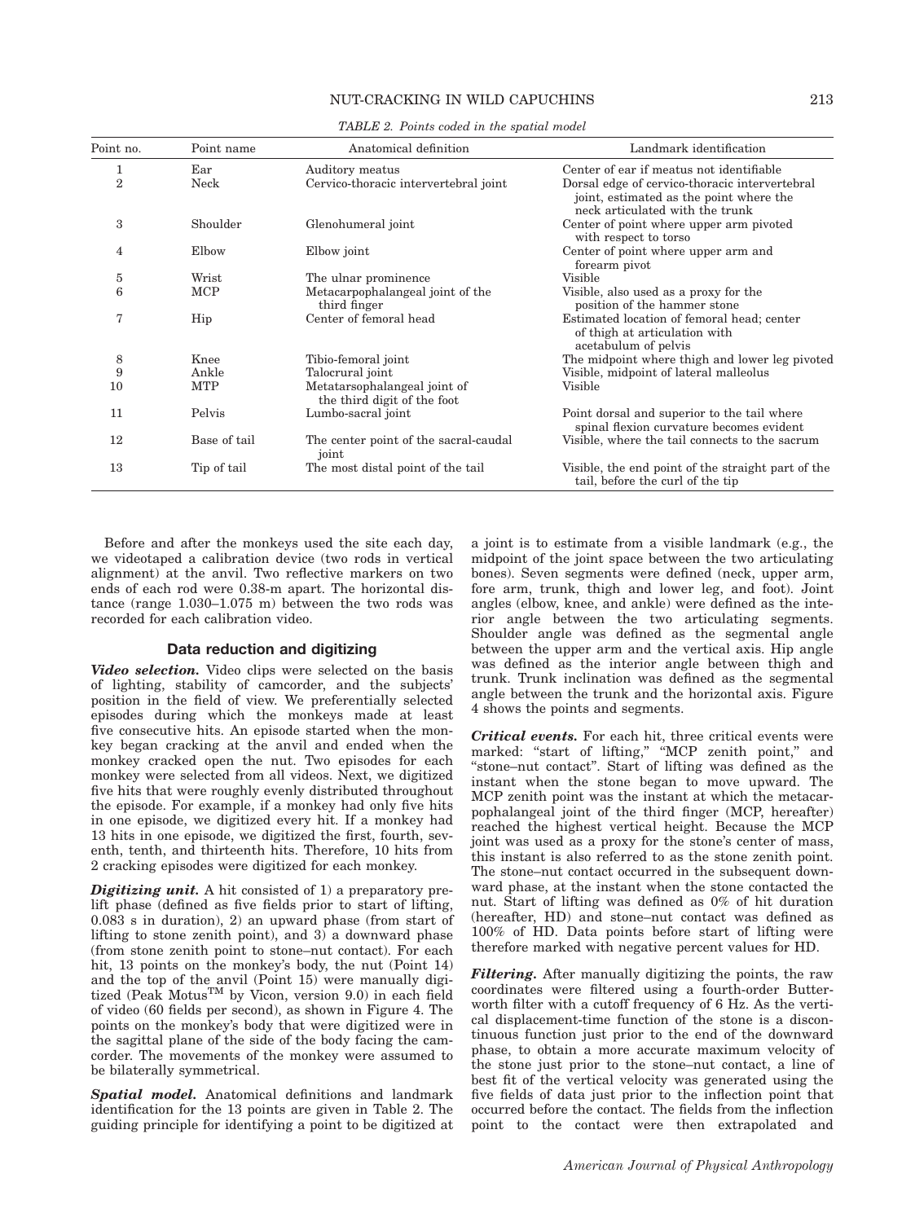TABLE 2. *Points coded in the spatial model*

| Point no. | Point name | Anatomical definition | Landmark identification |
| --- | --- | --- | --- |
| 1 | Ear | Auditory meatus | Center of ear if meatus not identifiable |
| 2 | Neck | Cervico-thoracic intervertebral joint | Dorsal edge of cervico-thoracic intervertebral joint, estimated as the point where the neck articulated with the trunk |
| 3 | Shoulder | Glenohumeral joint | Center of point where upper arm pivoted with respect to torso |
| 4 | Elbow | Elbow joint | Center of point where upper arm and forearm pivot |
| 5 | Wrist | The ulnar prominence | Visible |
| 6 | MCP | Metacarpophalangeal joint of the third finger | Visible, also used as a proxy for the position of the hammer stone |
| 7 | Hip | Center of femoral head | Estimated location of femoral head; center of thigh at articulation with acetabulum of pelvis |
| 8 | Knee | Tibio-femoral joint | The midpoint where thigh and lower leg pivoted |
| 9 | Ankle | Talocrural joint | Visible, midpoint of lateral malleolus |
| 10 | MTP | Metatarsophalangeal joint of the third digit of the foot | Visible |
| 11 | Pelvis | Lumbo-sacral joint | Point dorsal and superior to the tail where spinal flexion curvature becomes evident |
| 12 | Base of tail | The center point of the sacral-caudal joint | Visible, where the tail connects to the sacrum |
| 13 | Tip of tail | The most distal point of the tail | Visible, the end point of the straight part of the tail, before the curl of the tip |

Before and after the monkeys used the site each day, we videotaped a calibration device (two rods in vertical alignment) at the anvil. Two reflective markers on two ends of each rod were 0.38-m apart. The horizontal distance (range 1.030–1.075 m) between the two rods was recorded for each calibration video.

### Data reduction and digitizing

***Video selection.*** Video clips were selected on the basis of lighting, stability of camcorder, and the subjects' position in the field of view. We preferentially selected episodes during which the monkeys made at least five consecutive hits. An episode started when the monkey began cracking at the anvil and ended when the monkey cracked open the nut. Two episodes for each monkey were selected from all videos. Next, we digitized five hits that were roughly evenly distributed throughout the episode. For example, if a monkey had only five hits in one episode, we digitized every hit. If a monkey had 13 hits in one episode, we digitized the first, fourth, seventh, tenth, and thirteenth hits. Therefore, 10 hits from 2 cracking episodes were digitized for each monkey.

***Digitizing unit.*** A hit consisted of 1) a preparatory prelift phase (defined as five fields prior to start of lifting, 0.083 s in duration), 2) an upward phase (from start of lifting to stone zenith point), and 3) a downward phase (from stone zenith point to stone–nut contact). For each hit, 13 points on the monkey's body, the nut (Point 14) and the top of the anvil (Point 15) were manually digitized (Peak Motus™ by Vicon, version 9.0) in each field of video (60 fields per second), as shown in Figure 4. The points on the monkey's body that were digitized were in the sagittal plane of the side of the body facing the camcorder. The movements of the monkey were assumed to be bilaterally symmetrical.

***Spatial model.*** Anatomical definitions and landmark identification for the 13 points are given in Table 2. The guiding principle for identifying a point to be digitized at a joint is to estimate from a visible landmark (e.g., the midpoint of the joint space between the two articulating bones). Seven segments were defined (neck, upper arm, fore arm, trunk, thigh and lower leg, and foot). Joint angles (elbow, knee, and ankle) were defined as the interior angle between the two articulating segments. Shoulder angle was defined as the segmental angle between the upper arm and the vertical axis. Hip angle was defined as the interior angle between thigh and trunk. Trunk inclination was defined as the segmental angle between the trunk and the horizontal axis. Figure 4 shows the points and segments.

***Critical events.*** For each hit, three critical events were marked: "start of lifting," "MCP zenith point," and "stone–nut contact". Start of lifting was defined as the instant when the stone began to move upward. The MCP zenith point was the instant at which the metacarpophalangeal joint of the third finger (MCP, hereafter) reached the highest vertical height. Because the MCP joint was used as a proxy for the stone's center of mass, this instant is also referred to as the stone zenith point. The stone–nut contact occurred in the subsequent downward phase, at the instant when the stone contacted the nut. Start of lifting was defined as 0% of hit duration (hereafter, HD) and stone–nut contact was defined as 100% of HD. Data points before start of lifting were therefore marked with negative percent values for HD.

***Filtering.*** After manually digitizing the points, the raw coordinates were filtered using a fourth-order Butterworth filter with a cutoff frequency of 6 Hz. As the vertical displacement-time function of the stone is a discontinuous function just prior to the end of the downward phase, to obtain a more accurate maximum velocity of the stone just prior to the stone–nut contact, a line of best fit of the vertical velocity was generated using the five fields of data just prior to the inflection point that occurred before the contact. The fields from the inflection point to the contact were then extrapolated and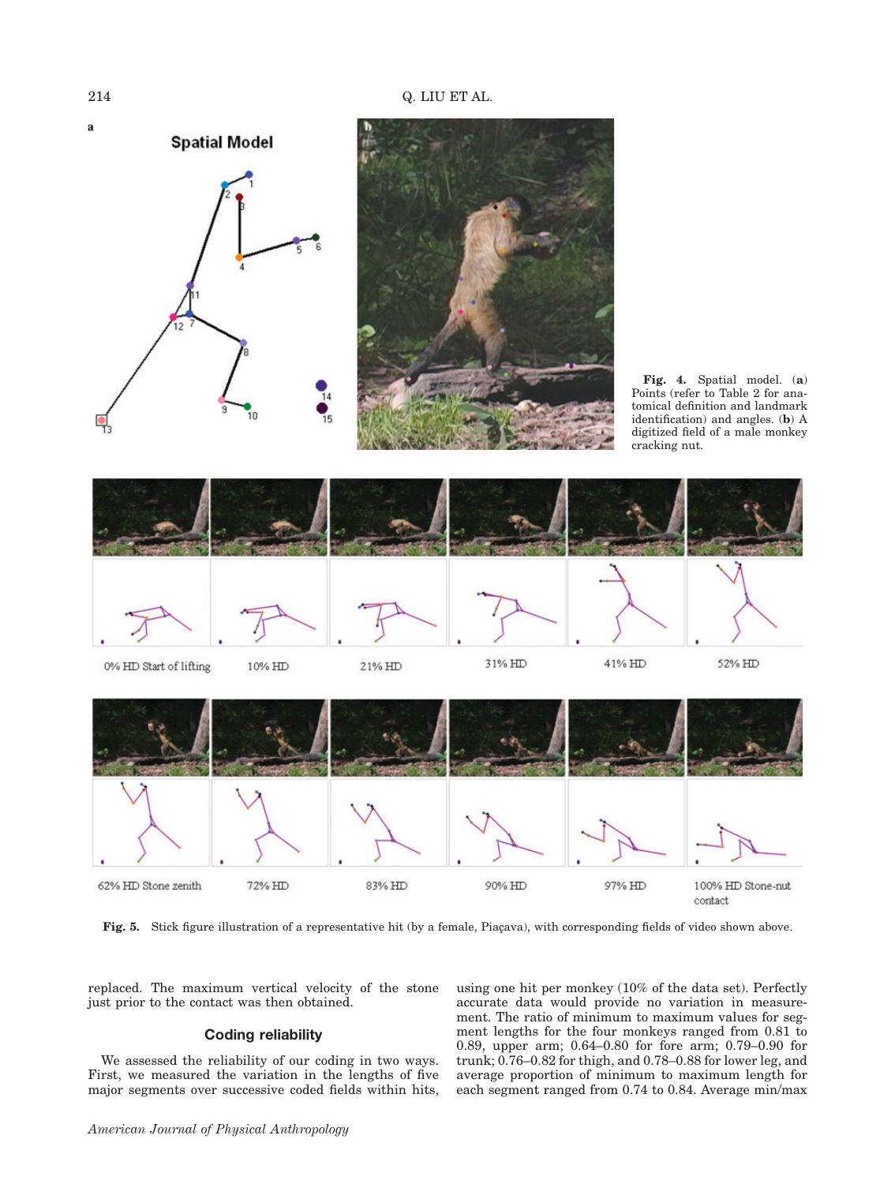**Fig. 4.** Spatial model. (**a**) Points (refer to Table 2 for anatomical definition and landmark identification) and angles. (**b**) A digitized field of a male monkey cracking nut.

**Fig. 5.** Stick figure illustration of a representative hit (by a female, Piaçava), with corresponding fields of video shown above.

replaced. The maximum vertical velocity of the stone just prior to the contact was then obtained.

## Coding reliability

We assessed the reliability of our coding in two ways. First, we measured the variation in the lengths of five major segments over successive coded fields within hits, using one hit per monkey (10% of the data set). Perfectly accurate data would provide no variation in measurement. The ratio of minimum to maximum values for segment lengths for the four monkeys ranged from 0.81 to 0.89, upper arm; 0.64–0.80 for fore arm; 0.79–0.90 for trunk; 0.76–0.82 for thigh, and 0.78–0.88 for lower leg, and average proportion of minimum to maximum length for each segment ranged from 0.74 to 0.84. Average min/max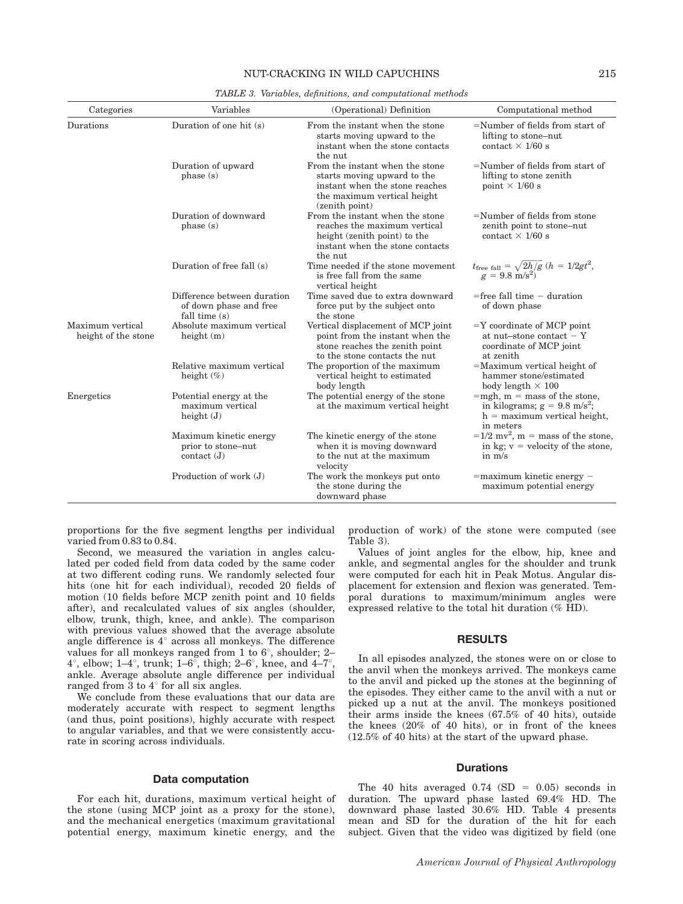*TABLE 3. Variables, definitions, and computational methods*

| Categories | Variables | (Operational) Definition | Computational method |
|---|---|---|---|
| Durations | Duration of one hit (s) | From the instant when the stone starts moving upward to the instant when the stone contacts the nut | =Number of fields from start of lifting to stone–nut contact × 1/60 s |
| | Duration of upward phase (s) | From the instant when the stone starts moving upward to the instant when the stone reaches the maximum vertical height (zenith point) | =Number of fields from start of lifting to stone zenith point × 1/60 s |
| | Duration of downward phase (s) | From the instant when the stone reaches the maximum vertical height (zenith point) to the instant when the stone contacts the nut | =Number of fields from stone zenith point to stone–nut contact × 1/60 s |
| | Duration of free fall (s) | Time needed if the stone movement is free fall from the same vertical height | $t_{\text{free fall}} = \sqrt{2h/g}$ ($h = 1/2gt^2$, $g = 9.8$ m/s$^2$) |
| | Difference between duration of down phase and free fall time (s) | Time saved due to extra downward force put by the subject onto the stone | =free fall time − duration of down phase |
| Maximum vertical height of the stone | Absolute maximum vertical height (m) | Vertical displacement of MCP joint point from the instant when the stone reaches the zenith point to the stone contacts the nut | =Y coordinate of MCP point at nut–stone contact − Y coordinate of MCP joint at zenith |
| | Relative maximum vertical height (%) | The proportion of the maximum vertical height to estimated body length | =Maximum vertical height of hammer stone/estimated body length × 100 |
| Energetics | Potential energy at the maximum vertical height (J) | The potential energy of the stone at the maximum vertical height | =mgh, m = mass of the stone, in kilograms; g = 9.8 m/s$^2$; h = maximum vertical height, in meters |
| | Maximum kinetic energy prior to stone–nut contact (J) | The kinetic energy of the stone when it is moving downward to the nut at the maximum velocity | =1/2 mv$^2$, m = mass of the stone, in kg; v = velocity of the stone, in m/s |
| | Production of work (J) | The work the monkeys put onto the stone during the downward phase | =maximum kinetic energy − maximum potential energy |

proportions for the five segment lengths per individual varied from 0.83 to 0.84.

Second, we measured the variation in angles calculated per coded field from data coded by the same coder at two different coding runs. We randomly selected four hits (one hit for each individual), recoded 20 fields of motion (10 fields before MCP zenith point and 10 fields after), and recalculated values of six angles (shoulder, elbow, trunk, thigh, knee, and ankle). The comparison with previous values showed that the average absolute angle difference is 4° across all monkeys. The difference values for all monkeys ranged from 1 to 6°, shoulder; 2–4°, elbow; 1–4°, trunk; 1–6°, thigh; 2–6°, knee, and 4–7°, ankle. Average absolute angle difference per individual ranged from 3 to 4° for all six angles.

We conclude from these evaluations that our data are moderately accurate with respect to segment lengths (and thus, point positions), highly accurate with respect to angular variables, and that we were consistently accurate in scoring across individuals.

### Data computation

For each hit, durations, maximum vertical height of the stone (using MCP joint as a proxy for the stone), and the mechanical energetics (maximum gravitational potential energy, maximum kinetic energy, and the production of work) of the stone were computed (see Table 3).

Values of joint angles for the elbow, hip, knee and ankle, and segmental angles for the shoulder and trunk were computed for each hit in Peak Motus. Angular displacement for extension and flexion was generated. Temporal durations to maximum/minimum angles were expressed relative to the total hit duration (% HD).

## RESULTS

In all episodes analyzed, the stones were on or close to the anvil when the monkeys arrived. The monkeys came to the anvil and picked up the stones at the beginning of the episodes. They either came to the anvil with a nut or picked up a nut at the anvil. The monkeys positioned their arms inside the knees (67.5% of 40 hits), outside the knees (20% of 40 hits), or in front of the knees (12.5% of 40 hits) at the start of the upward phase.

### Durations

The 40 hits averaged 0.74 (SD = 0.05) seconds in duration. The upward phase lasted 69.4% HD. The downward phase lasted 30.6% HD. Table 4 presents mean and SD for the duration of the hit for each subject. Given that the video was digitized by field (one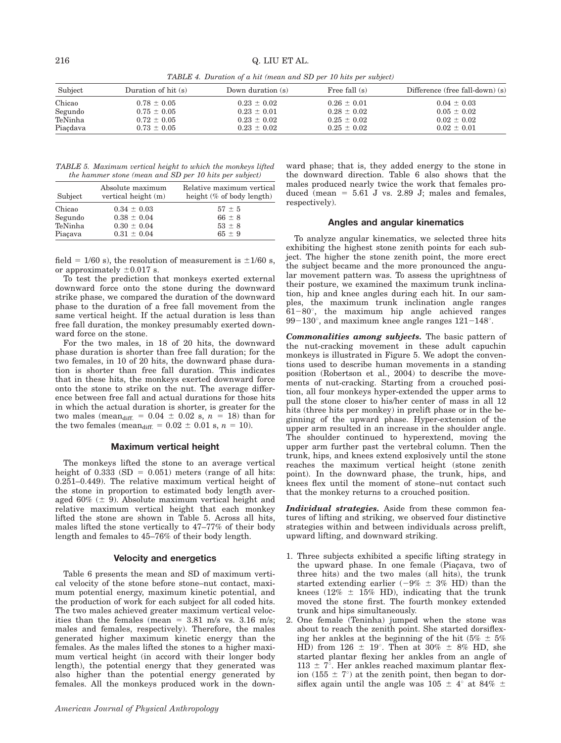*TABLE 4. Duration of a hit (mean and SD per 10 hits per subject)*

| Subject | Duration of hit (s) | Down duration (s) | Free fall (s) | Difference (free fall-down) (s) |
|---|---|---|---|---|
| Chicao | 0.78 ± 0.05 | 0.23 ± 0.02 | 0.26 ± 0.01 | 0.04 ± 0.03 |
| Segundo | 0.75 ± 0.05 | 0.23 ± 0.01 | 0.28 ± 0.02 | 0.05 ± 0.02 |
| TeNinha | 0.72 ± 0.05 | 0.23 ± 0.02 | 0.25 ± 0.02 | 0.02 ± 0.02 |
| Piaçdava | 0.73 ± 0.05 | 0.23 ± 0.02 | 0.25 ± 0.02 | 0.02 ± 0.01 |

*TABLE 5. Maximum vertical height to which the monkeys lifted the hammer stone (mean and SD per 10 hits per subject)*

| Subject | Absolute maximum vertical height (m) | Relative maximum vertical height (% of body length) |
|---|---|---|
| Chicao | 0.34 ± 0.03 | 57 ± 5 |
| Segundo | 0.38 ± 0.04 | 66 ± 8 |
| TeNinha | 0.30 ± 0.04 | 53 ± 8 |
| Piaçava | 0.31 ± 0.04 | 65 ± 9 |

field = 1/60 s), the resolution of measurement is ±1/60 s, or approximately ±0.017 s.

To test the prediction that monkeys exerted external downward force onto the stone during the downward strike phase, we compared the duration of the downward phase to the duration of a free fall movement from the same vertical height. If the actual duration is less than free fall duration, the monkey presumably exerted downward force on the stone.

For the two males, in 18 of 20 hits, the downward phase duration is shorter than free fall duration; for the two females, in 10 of 20 hits, the downward phase duration is shorter than free fall duration. This indicates that in these hits, the monkeys exerted downward force onto the stone to strike on the nut. The average difference between free fall and actual durations for those hits in which the actual duration is shorter, is greater for the two males ($\text{mean}_{\text{diff.}} = 0.04 \pm 0.02$ s, $n = 18$) than for the two females ($\text{mean}_{\text{diff.}} = 0.02 \pm 0.01$ s, $n = 10$).

## Maximum vertical height

The monkeys lifted the stone to an average vertical height of 0.333 (SD = 0.051) meters (range of all hits: 0.251–0.449). The relative maximum vertical height of the stone in proportion to estimated body length averaged 60% (± 9). Absolute maximum vertical height and relative maximum vertical height that each monkey lifted the stone are shown in Table 5. Across all hits, males lifted the stone vertically to 47–77% of their body length and females to 45–76% of their body length.

## Velocity and energetics

Table 6 presents the mean and SD of maximum vertical velocity of the stone before stone–nut contact, maximum potential energy, maximum kinetic potential, and the production of work for each subject for all coded hits. The two males achieved greater maximum vertical velocities than the females (mean = 3.81 m/s vs. 3.16 m/s; males and females, respectively). Therefore, the males generated higher maximum kinetic energy than the females. As the males lifted the stones to a higher maximum vertical height (in accord with their longer body length), the potential energy that they generated was also higher than the potential energy generated by females. All the monkeys produced work in the downward phase; that is, they added energy to the stone in the downward direction. Table 6 also shows that the males produced nearly twice the work that females produced (mean = 5.61 J vs. 2.89 J; males and females, respectively).

## Angles and angular kinematics

To analyze angular kinematics, we selected three hits exhibiting the highest stone zenith points for each subject. The higher the stone zenith point, the more erect the subject became and the more pronounced the angular movement pattern was. To assess the uprightness of their posture, we examined the maximum trunk inclination, hip and knee angles during each hit. In our samples, the maximum trunk inclination angle ranges 61−80°, the maximum hip angle achieved ranges 99−130°, and maximum knee angle ranges 121−148°.

***Commonalities among subjects.*** The basic pattern of the nut-cracking movement in these adult capuchin monkeys is illustrated in Figure 5. We adopt the conventions used to describe human movements in a standing position (Robertson et al., 2004) to describe the movements of nut-cracking. Starting from a crouched position, all four monkeys hyper-extended the upper arms to pull the stone closer to his/her center of mass in all 12 hits (three hits per monkey) in prelift phase or in the beginning of the upward phase. Hyper-extension of the upper arm resulted in an increase in the shoulder angle. The shoulder continued to hyperextend, moving the upper arm further past the vertebral column. Then the trunk, hips, and knees extend explosively until the stone reaches the maximum vertical height (stone zenith point). In the downward phase, the trunk, hips, and knees flex until the moment of stone–nut contact such that the monkey returns to a crouched position.

***Individual strategies.*** Aside from these common features of lifting and striking, we observed four distinctive strategies within and between individuals across prelift, upward lifting, and downward striking.

1. Three subjects exhibited a specific lifting strategy in the upward phase. In one female (Piaçava, two of three hits) and the two males (all hits), the trunk started extending earlier (−9% ± 3% HD) than the knees (12% ± 15% HD), indicating that the trunk moved the stone first. The fourth monkey extended trunk and hips simultaneously.
2. One female (Teninha) jumped when the stone was about to reach the zenith point. She started dorsiflexing her ankles at the beginning of the hit (5% ± 5% HD) from 126 ± 19°. Then at 30% ± 8% HD, she started plantar flexing her ankles from an angle of 113 ± 7°. Her ankles reached maximum plantar flexion (155 ± 7°) at the zenith point, then began to dorsiflex again until the angle was 105 ± 4° at 84% ±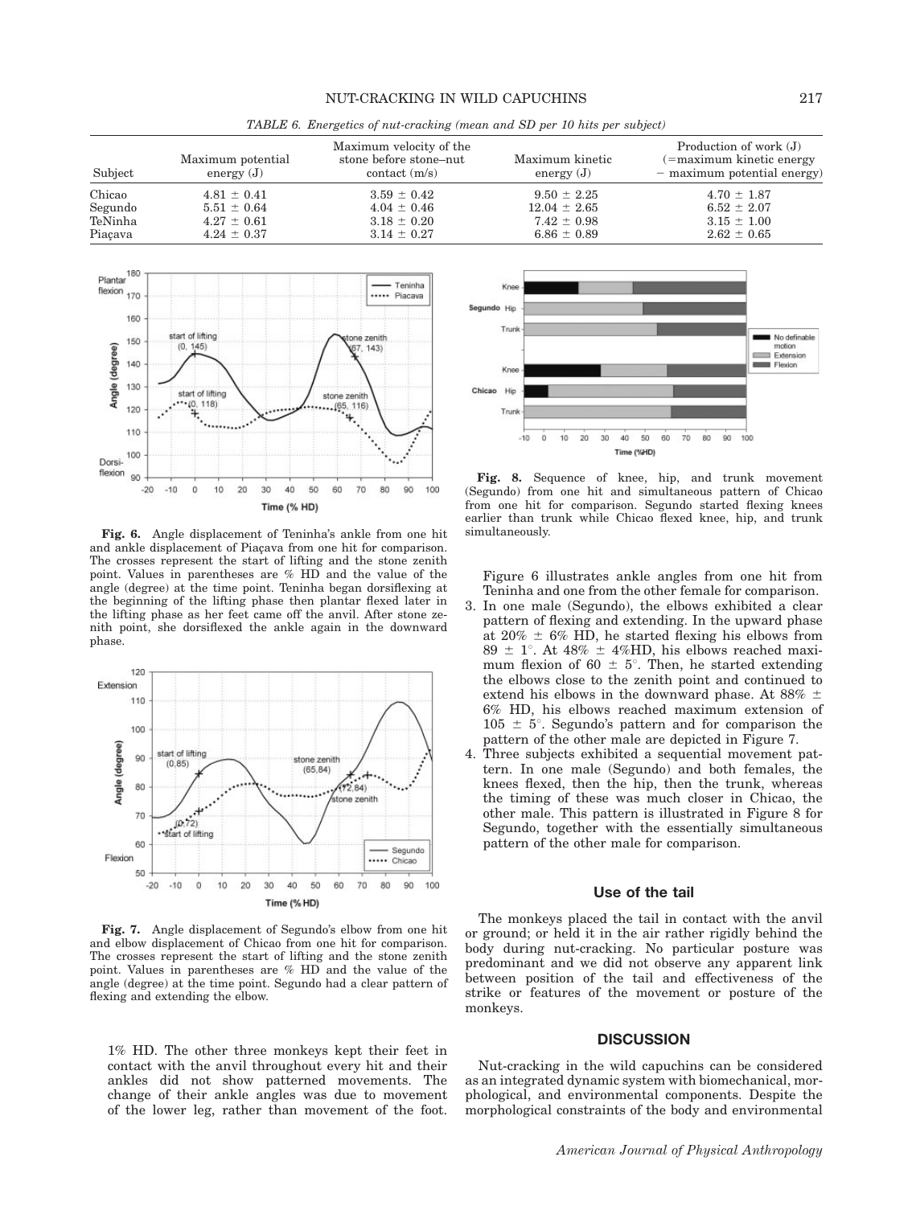TABLE 6. *Energetics of nut-cracking (mean and SD per 10 hits per subject)*

| Subject | Maximum potential energy (J) | Maximum velocity of the stone before stone–nut contact (m/s) | Maximum kinetic energy (J) | Production of work (J) (=maximum kinetic energy − maximum potential energy) |
|---|---|---|---|---|
| Chicao | 4.81 ± 0.41 | 3.59 ± 0.42 | 9.50 ± 2.25 | 4.70 ± 1.87 |
| Segundo | 5.51 ± 0.64 | 4.04 ± 0.46 | 12.04 ± 2.65 | 6.52 ± 2.07 |
| TeNinha | 4.27 ± 0.61 | 3.18 ± 0.20 | 7.42 ± 0.98 | 3.15 ± 1.00 |
| Piaçava | 4.24 ± 0.37 | 3.14 ± 0.27 | 6.86 ± 0.89 | 2.62 ± 0.65 |

**Fig. 6.** Angle displacement of Teninha's ankle from one hit and ankle displacement of Piaçava from one hit for comparison. The crosses represent the start of lifting and the stone zenith point. Values in parentheses are % HD and the value of the angle (degree) at the time point. Teninha began dorsiflexing at the beginning of the lifting phase then plantar flexed later in the lifting phase as her feet came off the anvil. After stone zenith point, she dorsiflexed the ankle again in the downward phase.

**Fig. 7.** Angle displacement of Segundo's elbow from one hit and elbow displacement of Chicao from one hit for comparison. The crosses represent the start of lifting and the stone zenith point. Values in parentheses are % HD and the value of the angle (degree) at the time point. Segundo had a clear pattern of flexing and extending the elbow.

1% HD. The other three monkeys kept their feet in contact with the anvil throughout every hit and their ankles did not show patterned movements. The change of their ankle angles was due to movement of the lower leg, rather than movement of the foot.

**Fig. 8.** Sequence of knee, hip, and trunk movement (Segundo) from one hit and simultaneous pattern of Chicao from one hit for comparison. Segundo started flexing knees earlier than trunk while Chicao flexed knee, hip, and trunk simultaneously.

Figure 6 illustrates ankle angles from one hit from Teninha and one from the other female for comparison.

3. In one male (Segundo), the elbows exhibited a clear pattern of flexing and extending. In the upward phase at 20% ± 6% HD, he started flexing his elbows from 89 ± 1°. At 48% ± 4%HD, his elbows reached maximum flexion of 60 ± 5°. Then, he started extending the elbows close to the zenith point and continued to extend his elbows in the downward phase. At 88% ± 6% HD, his elbows reached maximum extension of 105 ± 5°. Segundo's pattern and for comparison the pattern of the other male are depicted in Figure 7.
4. Three subjects exhibited a sequential movement pattern. In one male (Segundo) and both females, the knees flexed, then the hip, then the trunk, whereas the timing of these was much closer in Chicao, the other male. This pattern is illustrated in Figure 8 for Segundo, together with the essentially simultaneous pattern of the other male for comparison.

### Use of the tail

The monkeys placed the tail in contact with the anvil or ground; or held it in the air rather rigidly behind the body during nut-cracking. No particular posture was predominant and we did not observe any apparent link between position of the tail and effectiveness of the strike or features of the movement or posture of the monkeys.

## DISCUSSION

Nut-cracking in the wild capuchins can be considered as an integrated dynamic system with biomechanical, morphological, and environmental components. Despite the morphological constraints of the body and environmental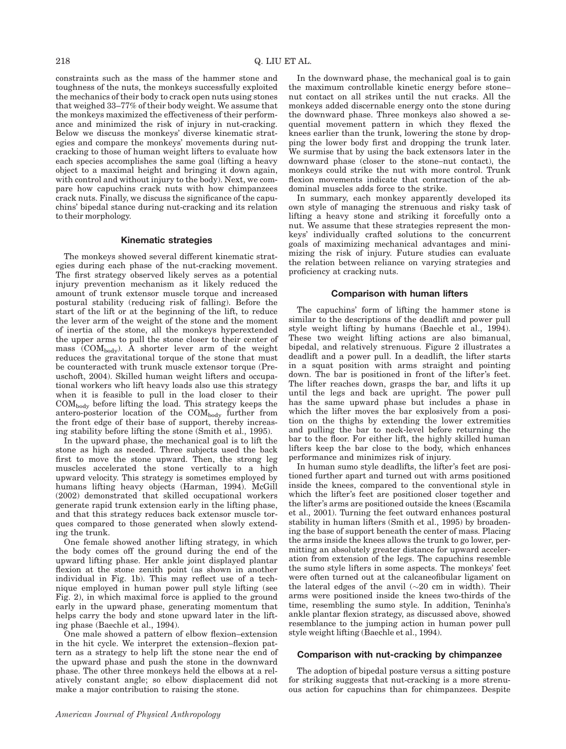constraints such as the mass of the hammer stone and toughness of the nuts, the monkeys successfully exploited the mechanics of their body to crack open nuts using stones that weighed 33–77% of their body weight. We assume that the monkeys maximized the effectiveness of their performance and minimized the risk of injury in nut-cracking. Below we discuss the monkeys' diverse kinematic strategies and compare the monkeys' movements during nut-cracking to those of human weight lifters to evaluate how each species accomplishes the same goal (lifting a heavy object to a maximal height and bringing it down again, with control and without injury to the body). Next, we compare how capuchins crack nuts with how chimpanzees crack nuts. Finally, we discuss the significance of the capuchins' bipedal stance during nut-cracking and its relation to their morphology.

## Kinematic strategies

The monkeys showed several different kinematic strategies during each phase of the nut-cracking movement. The first strategy observed likely serves as a potential injury prevention mechanism as it likely reduced the amount of trunk extensor muscle torque and increased postural stability (reducing risk of falling). Before the start of the lift or at the beginning of the lift, to reduce the lever arm of the weight of the stone and the moment of inertia of the stone, all the monkeys hyperextended the upper arms to pull the stone closer to their center of mass ($COM_{body}$). A shorter lever arm of the weight reduces the gravitational torque of the stone that must be counteracted with trunk muscle extensor torque (Preuschoft, 2004). Skilled human weight lifters and occupational workers who lift heavy loads also use this strategy when it is feasible to pull in the load closer to their $COM_{body}$ before lifting the load. This strategy keeps the antero-posterior location of the $COM_{body}$ further from the front edge of their base of support, thereby increasing stability before lifting the stone (Smith et al., 1995).

In the upward phase, the mechanical goal is to lift the stone as high as needed. Three subjects used the back first to move the stone upward. Then, the strong leg muscles accelerated the stone vertically to a high upward velocity. This strategy is sometimes employed by humans lifting heavy objects (Harman, 1994). McGill (2002) demonstrated that skilled occupational workers generate rapid trunk extension early in the lifting phase, and that this strategy reduces back extensor muscle torques compared to those generated when slowly extending the trunk.

One female showed another lifting strategy, in which the body comes off the ground during the end of the upward lifting phase. Her ankle joint displayed plantar flexion at the stone zenith point (as shown in another individual in Fig. 1b). This may reflect use of a technique employed in human power pull style lifting (see Fig. 2), in which maximal force is applied to the ground early in the upward phase, generating momentum that helps carry the body and stone upward later in the lifting phase (Baechle et al., 1994).

One male showed a pattern of elbow flexion–extension in the hit cycle. We interpret the extension–flexion pattern as a strategy to help lift the stone near the end of the upward phase and push the stone in the downward phase. The other three monkeys held the elbows at a relatively constant angle; so elbow displacement did not make a major contribution to raising the stone.

In the downward phase, the mechanical goal is to gain the maximum controllable kinetic energy before stone–nut contact on all strikes until the nut cracks. All the monkeys added discernable energy onto the stone during the downward phase. Three monkeys also showed a sequential movement pattern in which they flexed the knees earlier than the trunk, lowering the stone by dropping the lower body first and dropping the trunk later. We surmise that by using the back extensors later in the downward phase (closer to the stone–nut contact), the monkeys could strike the nut with more control. Trunk flexion movements indicate that contraction of the abdominal muscles adds force to the strike.

In summary, each monkey apparently developed its own style of managing the strenuous and risky task of lifting a heavy stone and striking it forcefully onto a nut. We assume that these strategies represent the monkeys' individually crafted solutions to the concurrent goals of maximizing mechanical advantages and minimizing the risk of injury. Future studies can evaluate the relation between reliance on varying strategies and proficiency at cracking nuts.

## Comparison with human lifters

The capuchins' form of lifting the hammer stone is similar to the descriptions of the deadlift and power pull style weight lifting by humans (Baechle et al., 1994). These two weight lifting actions are also bimanual, bipedal, and relatively strenuous. Figure 2 illustrates a deadlift and a power pull. In a deadlift, the lifter starts in a squat position with arms straight and pointing down. The bar is positioned in front of the lifter's feet. The lifter reaches down, grasps the bar, and lifts it up until the legs and back are upright. The power pull has the same upward phase but includes a phase in which the lifter moves the bar explosively from a position on the thighs by extending the lower extremities and pulling the bar to neck-level before returning the bar to the floor. For either lift, the highly skilled human lifters keep the bar close to the body, which enhances performance and minimizes risk of injury.

In human sumo style deadlifts, the lifter's feet are positioned further apart and turned out with arms positioned inside the knees, compared to the conventional style in which the lifter's feet are positioned closer together and the lifter's arms are positioned outside the knees (Escamila et al., 2001). Turning the feet outward enhances postural stability in human lifters (Smith et al., 1995) by broadening the base of support beneath the center of mass. Placing the arms inside the knees allows the trunk to go lower, permitting an absolutely greater distance for upward acceleration from extension of the legs. The capuchins resemble the sumo style lifters in some aspects. The monkeys' feet were often turned out at the calcaneofibular ligament on the lateral edges of the anvil (~20 cm in width). Their arms were positioned inside the knees two-thirds of the time, resembling the sumo style. In addition, Teninha's ankle plantar flexion strategy, as discussed above, showed resemblance to the jumping action in human power pull style weight lifting (Baechle et al., 1994).

## Comparison with nut-cracking by chimpanzee

The adoption of bipedal posture versus a sitting posture for striking suggests that nut-cracking is a more strenuous action for capuchins than for chimpanzees. Despite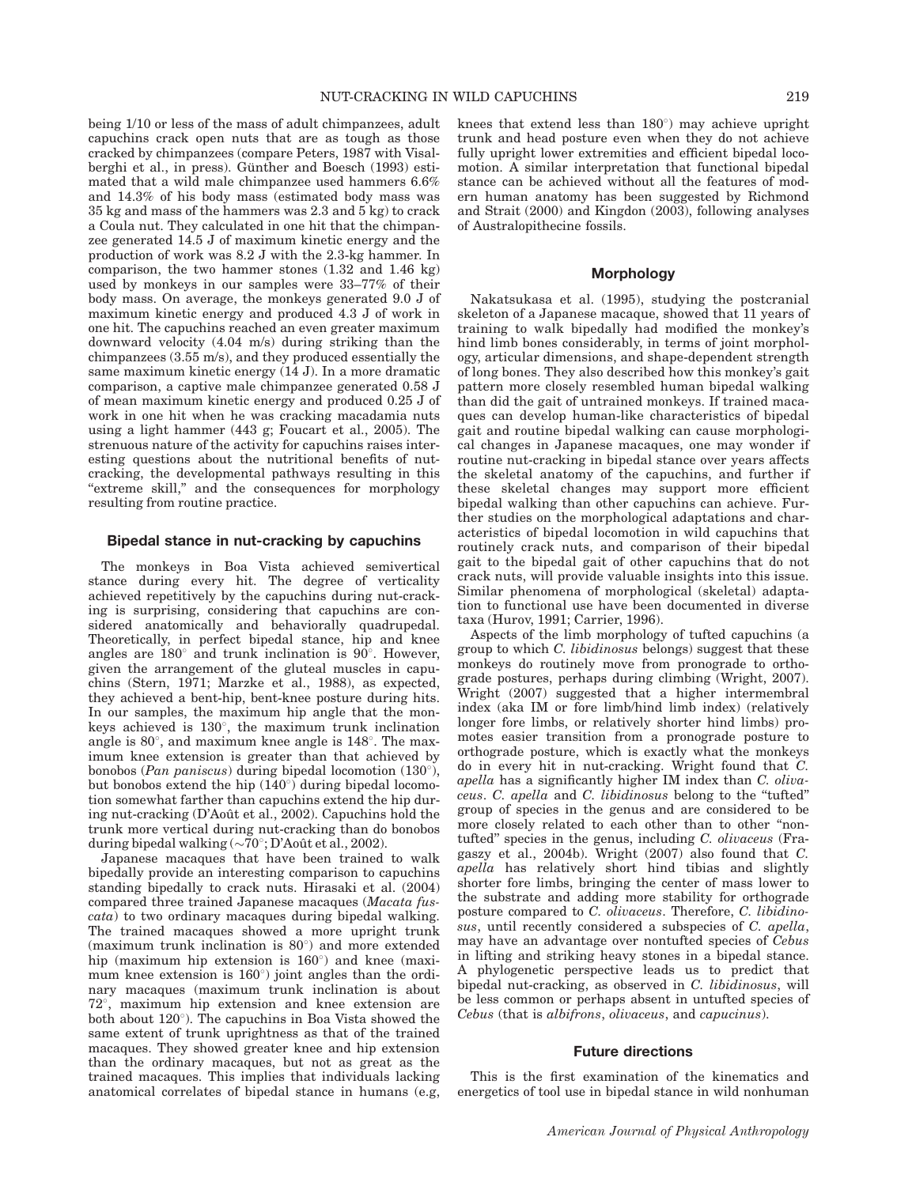being 1/10 or less of the mass of adult chimpanzees, adult capuchins crack open nuts that are as tough as those cracked by chimpanzees (compare Peters, 1987 with Visalberghi et al., in press). Günther and Boesch (1993) estimated that a wild male chimpanzee used hammers 6.6% and 14.3% of his body mass (estimated body mass was 35 kg and mass of the hammers was 2.3 and 5 kg) to crack a Coula nut. They calculated in one hit that the chimpanzee generated 14.5 J of maximum kinetic energy and the production of work was 8.2 J with the 2.3-kg hammer. In comparison, the two hammer stones (1.32 and 1.46 kg) used by monkeys in our samples were 33–77% of their body mass. On average, the monkeys generated 9.0 J of maximum kinetic energy and produced 4.3 J of work in one hit. The capuchins reached an even greater maximum downward velocity (4.04 m/s) during striking than the chimpanzees (3.55 m/s), and they produced essentially the same maximum kinetic energy (14 J). In a more dramatic comparison, a captive male chimpanzee generated 0.58 J of mean maximum kinetic energy and produced 0.25 J of work in one hit when he was cracking macadamia nuts using a light hammer (443 g; Foucart et al., 2005). The strenuous nature of the activity for capuchins raises interesting questions about the nutritional benefits of nut-cracking, the developmental pathways resulting in this "extreme skill," and the consequences for morphology resulting from routine practice.

### Bipedal stance in nut-cracking by capuchins

The monkeys in Boa Vista achieved semivertical stance during every hit. The degree of verticality achieved repetitively by the capuchins during nut-cracking is surprising, considering that capuchins are considered anatomically and behaviorally quadrupedal. Theoretically, in perfect bipedal stance, hip and knee angles are 180° and trunk inclination is 90°. However, given the arrangement of the gluteal muscles in capuchins (Stern, 1971; Marzke et al., 1988), as expected, they achieved a bent-hip, bent-knee posture during hits. In our samples, the maximum hip angle that the monkeys achieved is 130°, the maximum trunk inclination angle is 80°, and maximum knee angle is 148°. The maximum knee extension is greater than that achieved by bonobos (*Pan paniscus*) during bipedal locomotion (130°), but bonobos extend the hip (140°) during bipedal locomotion somewhat farther than capuchins extend the hip during nut-cracking (D'Août et al., 2002). Capuchins hold the trunk more vertical during nut-cracking than do bonobos during bipedal walking (~70°; D'Août et al., 2002).

Japanese macaques that have been trained to walk bipedally provide an interesting comparison to capuchins standing bipedally to crack nuts. Hirasaki et al. (2004) compared three trained Japanese macaques (*Macata fuscata*) to two ordinary macaques during bipedal walking. The trained macaques showed a more upright trunk (maximum trunk inclination is 80°) and more extended hip (maximum hip extension is 160°) and knee (maximum knee extension is 160°) joint angles than the ordinary macaques (maximum trunk inclination is about 72°, maximum hip extension and knee extension are both about 120°). The capuchins in Boa Vista showed the same extent of trunk uprightness as that of the trained macaques. They showed greater knee and hip extension than the ordinary macaques, but not as great as the trained macaques. This implies that individuals lacking anatomical correlates of bipedal stance in humans (e.g, knees that extend less than 180°) may achieve upright trunk and head posture even when they do not achieve fully upright lower extremities and efficient bipedal locomotion. A similar interpretation that functional bipedal stance can be achieved without all the features of modern human anatomy has been suggested by Richmond and Strait (2000) and Kingdon (2003), following analyses of Australopithecine fossils.

### Morphology

Nakatsukasa et al. (1995), studying the postcranial skeleton of a Japanese macaque, showed that 11 years of training to walk bipedally had modified the monkey's hind limb bones considerably, in terms of joint morphology, articular dimensions, and shape-dependent strength of long bones. They also described how this monkey's gait pattern more closely resembled human bipedal walking than did the gait of untrained monkeys. If trained macaques can develop human-like characteristics of bipedal gait and routine bipedal walking can cause morphological changes in Japanese macaques, one may wonder if routine nut-cracking in bipedal stance over years affects the skeletal anatomy of the capuchins, and further if these skeletal changes may support more efficient bipedal walking than other capuchins can achieve. Further studies on the morphological adaptations and characteristics of bipedal locomotion in wild capuchins that routinely crack nuts, and comparison of their bipedal gait to the bipedal gait of other capuchins that do not crack nuts, will provide valuable insights into this issue. Similar phenomena of morphological (skeletal) adaptation to functional use have been documented in diverse taxa (Hurov, 1991; Carrier, 1996).

Aspects of the limb morphology of tufted capuchins (a group to which *C. libidinosus* belongs) suggest that these monkeys do routinely move from pronograde to orthograde postures, perhaps during climbing (Wright, 2007). Wright (2007) suggested that a higher intermembral index (aka IM or fore limb/hind limb index) (relatively longer fore limbs, or relatively shorter hind limbs) promotes easier transition from a pronograde posture to orthograde posture, which is exactly what the monkeys do in every hit in nut-cracking. Wright found that *C. apella* has a significantly higher IM index than *C. olivaceus*. *C. apella* and *C. libidinosus* belong to the "tufted" group of species in the genus and are considered to be more closely related to each other than to other "nontufted" species in the genus, including *C. olivaceus* (Fragaszy et al., 2004b). Wright (2007) also found that *C. apella* has relatively short hind tibias and slightly shorter fore limbs, bringing the center of mass lower to the substrate and adding more stability for orthograde posture compared to *C. olivaceus*. Therefore, *C. libidinosus*, until recently considered a subspecies of *C. apella*, may have an advantage over nontufted species of *Cebus* in lifting and striking heavy stones in a bipedal stance. A phylogenetic perspective leads us to predict that bipedal nut-cracking, as observed in *C. libidinosus*, will be less common or perhaps absent in untufted species of *Cebus* (that is *albifrons*, *olivaceus*, and *capucinus*).

### Future directions

This is the first examination of the kinematics and energetics of tool use in bipedal stance in wild nonhuman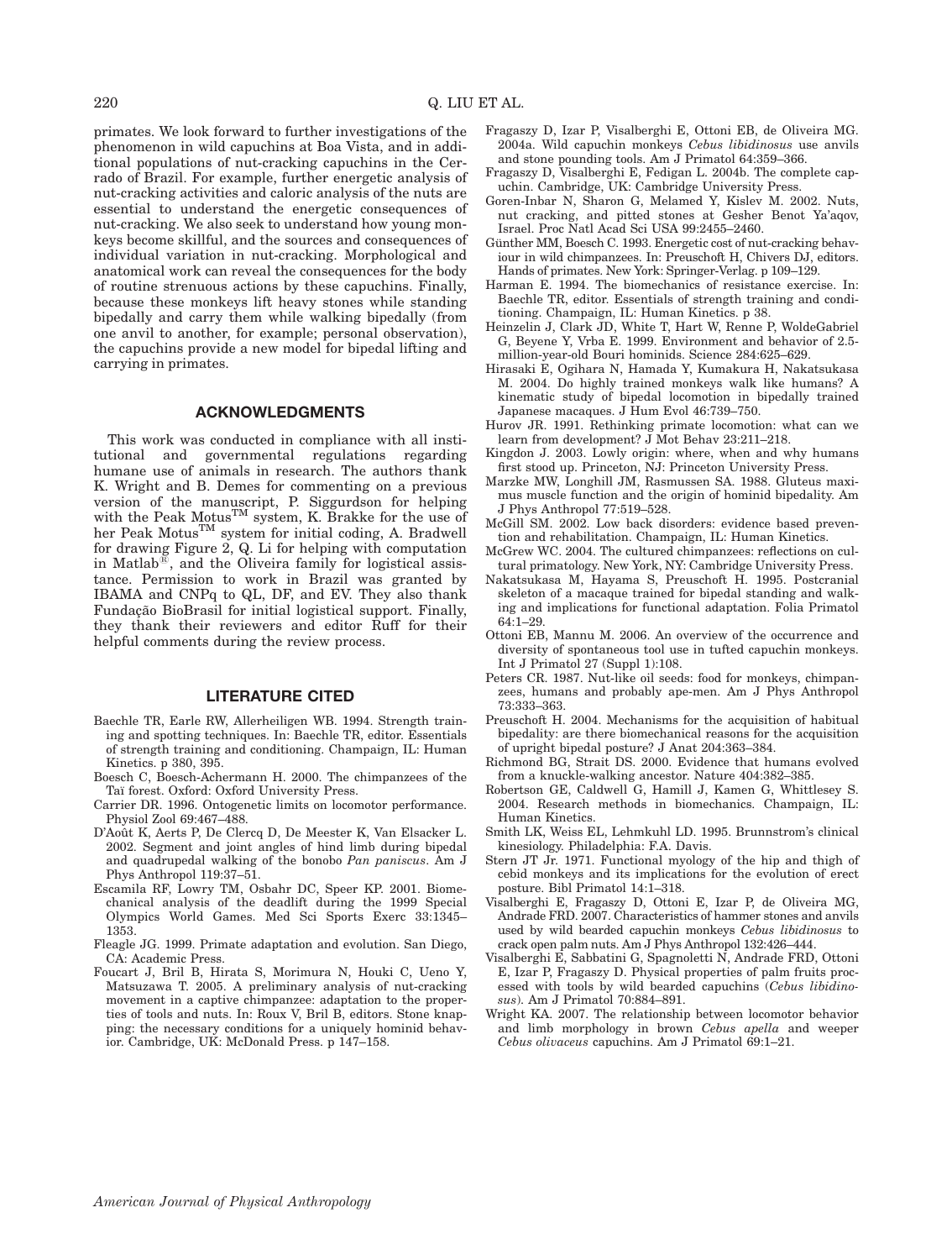primates. We look forward to further investigations of the phenomenon in wild capuchins at Boa Vista, and in additional populations of nut-cracking capuchins in the Cerrado of Brazil. For example, further energetic analysis of nut-cracking activities and caloric analysis of the nuts are essential to understand the energetic consequences of nut-cracking. We also seek to understand how young monkeys become skillful, and the sources and consequences of individual variation in nut-cracking. Morphological and anatomical work can reveal the consequences for the body of routine strenuous actions by these capuchins. Finally, because these monkeys lift heavy stones while standing bipedally and carry them while walking bipedally (from one anvil to another, for example; personal observation), the capuchins provide a new model for bipedal lifting and carrying in primates.

## ACKNOWLEDGMENTS

This work was conducted in compliance with all institutional and governmental regulations regarding humane use of animals in research. The authors thank K. Wright and B. Demes for commenting on a previous version of the manuscript, P. Siggurdson for helping with the Peak Motus™ system, K. Brakke for the use of her Peak Motus™ system for initial coding, A. Bradwell for drawing Figure 2, Q. Li for helping with computation in Matlab®, and the Oliveira family for logistical assistance. Permission to work in Brazil was granted by IBAMA and CNPq to QL, DF, and EV. They also thank Fundação BioBrasil for initial logistical support. Finally, they thank their reviewers and editor Ruff for their helpful comments during the review process.

## LITERATURE CITED

Baechle TR, Earle RW, Allerheiligen WB. 1994. Strength training and spotting techniques. In: Baechle TR, editor. Essentials of strength training and conditioning. Champaign, IL: Human Kinetics. p 380, 395.

Boesch C, Boesch-Achermann H. 2000. The chimpanzees of the Taï forest. Oxford: Oxford University Press.

Carrier DR. 1996. Ontogenetic limits on locomotor performance. Physiol Zool 69:467–488.

D'Août K, Aerts P, De Clercq D, De Meester K, Van Elsacker L. 2002. Segment and joint angles of hind limb during bipedal and quadrupedal walking of the bonobo *Pan paniscus*. Am J Phys Anthropol 119:37–51.

Escamila RF, Lowry TM, Osbahr DC, Speer KP. 2001. Biomechanical analysis of the deadlift during the 1999 Special Olympics World Games. Med Sci Sports Exerc 33:1345–1353.

Fleagle JG. 1999. Primate adaptation and evolution. San Diego, CA: Academic Press.

Foucart J, Bril B, Hirata S, Morimura N, Houki C, Ueno Y, Matsuzawa T. 2005. A preliminary analysis of nut-cracking movement in a captive chimpanzee: adaptation to the properties of tools and nuts. In: Roux V, Bril B, editors. Stone knapping: the necessary conditions for a uniquely hominid behavior. Cambridge, UK: McDonald Press. p 147–158.

Fragaszy D, Izar P, Visalberghi E, Ottoni EB, de Oliveira MG. 2004a. Wild capuchin monkeys *Cebus libidinosus* use anvils and stone pounding tools. Am J Primatol 64:359–366.

Fragaszy D, Visalberghi E, Fedigan L. 2004b. The complete capuchin. Cambridge, UK: Cambridge University Press.

Goren-Inbar N, Sharon G, Melamed Y, Kislev M. 2002. Nuts, nut cracking, and pitted stones at Gesher Benot Ya'aqov, Israel. Proc Natl Acad Sci USA 99:2455–2460.

Günther MM, Boesch C. 1993. Energetic cost of nut-cracking behaviour in wild chimpanzees. In: Preuschoft H, Chivers DJ, editors. Hands of primates. New York: Springer-Verlag. p 109–129.

Harman E. 1994. The biomechanics of resistance exercise. In: Baechle TR, editor. Essentials of strength training and conditioning. Champaign, IL: Human Kinetics. p 38.

Heinzelin J, Clark JD, White T, Hart W, Renne P, WoldeGabriel G, Beyene Y, Vrba E. 1999. Environment and behavior of 2.5-million-year-old Bouri hominids. Science 284:625–629.

Hirasaki E, Ogihara N, Hamada Y, Kumakura H, Nakatsukasa M. 2004. Do highly trained monkeys walk like humans? A kinematic study of bipedal locomotion in bipedally trained Japanese macaques. J Hum Evol 46:739–750.

Hurov JR. 1991. Rethinking primate locomotion: what can we learn from development? J Mot Behav 23:211–218.

Kingdon J. 2003. Lowly origin: where, when and why humans first stood up. Princeton, NJ: Princeton University Press.

Marzke MW, Longhill JM, Rasmussen SA. 1988. Gluteus maximus muscle function and the origin of hominid bipedality. Am J Phys Anthropol 77:519–528.

McGill SM. 2002. Low back disorders: evidence based prevention and rehabilitation. Champaign, IL: Human Kinetics.

McGrew WC. 2004. The cultured chimpanzees: reflections on cultural primatology. New York, NY: Cambridge University Press.

Nakatsukasa M, Hayama S, Preuschoft H. 1995. Postcranial skeleton of a macaque trained for bipedal standing and walking and implications for functional adaptation. Folia Primatol 64:1–29.

Ottoni EB, Mannu M. 2006. An overview of the occurrence and diversity of spontaneous tool use in tufted capuchin monkeys. Int J Primatol 27 (Suppl 1):108.

Peters CR. 1987. Nut-like oil seeds: food for monkeys, chimpanzees, humans and probably ape-men. Am J Phys Anthropol 73:333–363.

Preuschoft H. 2004. Mechanisms for the acquisition of habitual bipedality: are there biomechanical reasons for the acquisition of upright bipedal posture? J Anat 204:363–384.

Richmond BG, Strait DS. 2000. Evidence that humans evolved from a knuckle-walking ancestor. Nature 404:382–385.

Robertson GE, Caldwell G, Hamill J, Kamen G, Whittlesey S. 2004. Research methods in biomechanics. Champaign, IL: Human Kinetics.

Smith LK, Weiss EL, Lehmkuhl LD. 1995. Brunnstrom's clinical kinesiology. Philadelphia: F.A. Davis.

Stern JT Jr. 1971. Functional myology of the hip and thigh of cebid monkeys and its implications for the evolution of erect posture. Bibl Primatol 14:1–318.

Visalberghi E, Fragaszy D, Ottoni E, Izar P, de Oliveira MG, Andrade FRD. 2007. Characteristics of hammer stones and anvils used by wild bearded capuchin monkeys *Cebus libidinosus* to crack open palm nuts. Am J Phys Anthropol 132:426–444.

Visalberghi E, Sabbatini G, Spagnoletti N, Andrade FRD, Ottoni E, Izar P, Fragaszy D. Physical properties of palm fruits processed with tools by wild bearded capuchins (*Cebus libidinosus*). Am J Primatol 70:884–891.

Wright KA. 2007. The relationship between locomotor behavior and limb morphology in brown *Cebus apella* and weeper *Cebus olivaceus* capuchins. Am J Primatol 69:1–21.